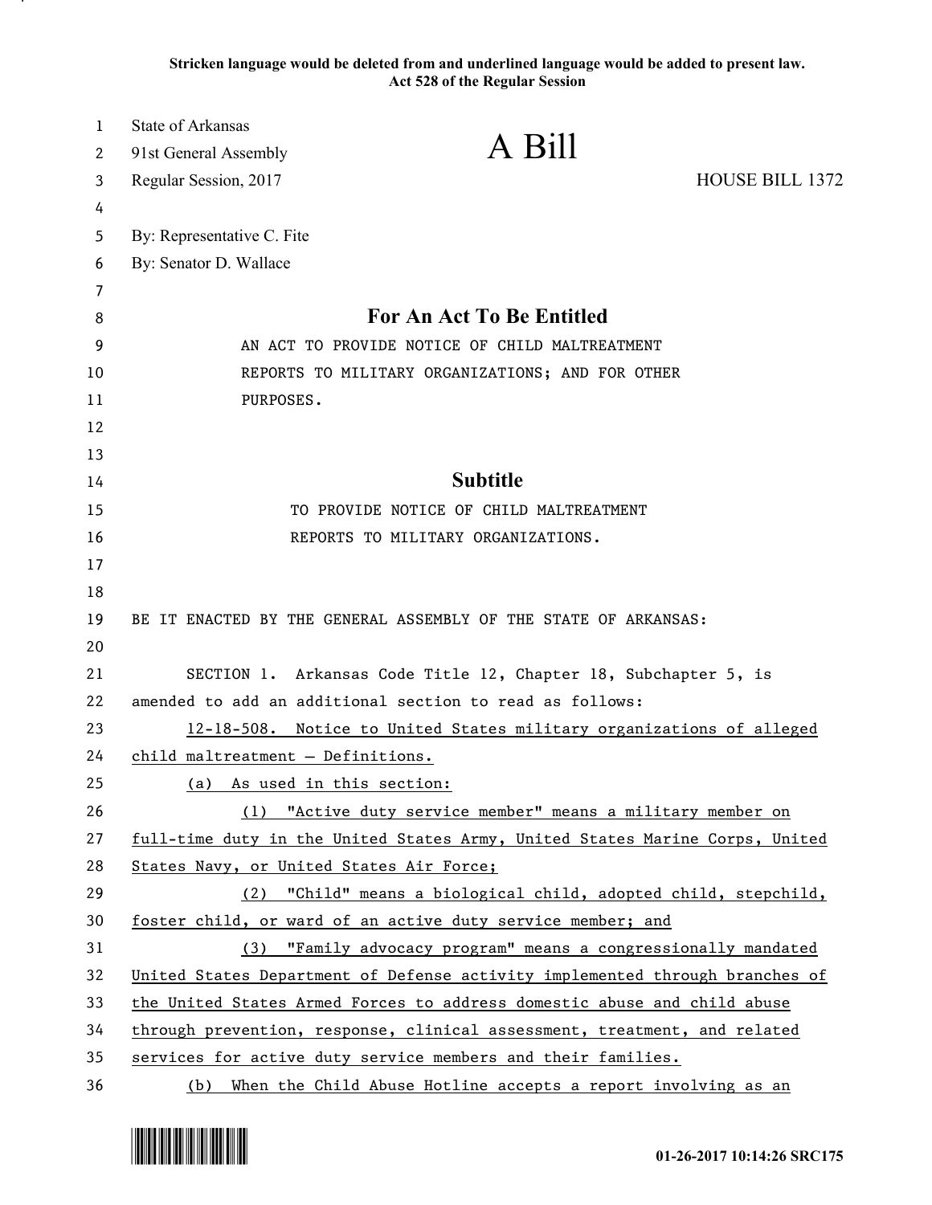**Stricken language would be deleted from and underlined language would be added to present law.**
**Act 528 of the Regular Session**

State of Arkansas
91st General Assembly
Regular Session, 2017

# A Bill

HOUSE BILL 1372

By: Representative C. Fite
By: Senator D. Wallace

## For An Act To Be Entitled

AN ACT TO PROVIDE NOTICE OF CHILD MALTREATMENT REPORTS TO MILITARY ORGANIZATIONS; AND FOR OTHER PURPOSES.

## Subtitle

TO PROVIDE NOTICE OF CHILD MALTREATMENT REPORTS TO MILITARY ORGANIZATIONS.

BE IT ENACTED BY THE GENERAL ASSEMBLY OF THE STATE OF ARKANSAS:

SECTION 1. Arkansas Code Title 12, Chapter 18, Subchapter 5, is amended to add an additional section to read as follows:

12-18-508. Notice to United States military organizations of alleged child maltreatment — Definitions.

(a) As used in this section:

(1) "Active duty service member" means a military member on full-time duty in the United States Army, United States Marine Corps, United States Navy, or United States Air Force;

(2) "Child" means a biological child, adopted child, stepchild, foster child, or ward of an active duty service member; and

(3) "Family advocacy program" means a congressionally mandated United States Department of Defense activity implemented through branches of the United States Armed Forces to address domestic abuse and child abuse through prevention, response, clinical assessment, treatment, and related services for active duty service members and their families.

(b) When the Child Abuse Hotline accepts a report involving as an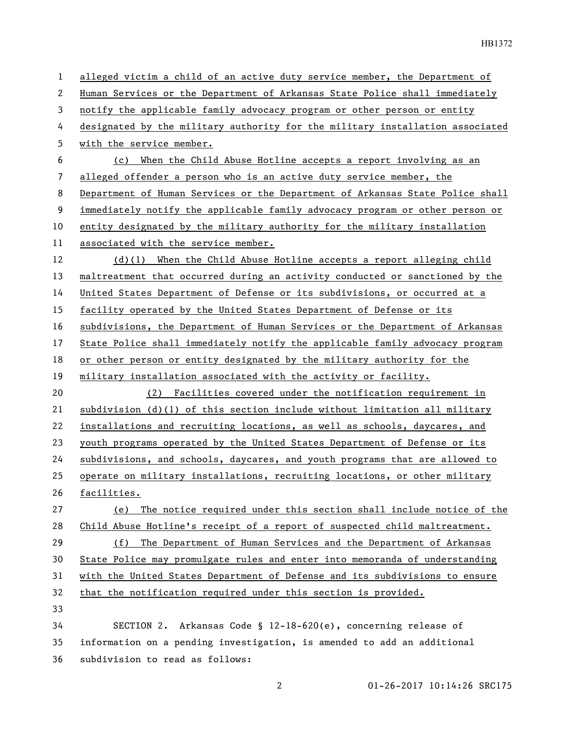alleged victim a child of an active duty service member, the Department of Human Services or the Department of Arkansas State Police shall immediately notify the applicable family advocacy program or other person or entity designated by the military authority for the military installation associated with the service member.

(c) When the Child Abuse Hotline accepts a report involving as an alleged offender a person who is an active duty service member, the Department of Human Services or the Department of Arkansas State Police shall immediately notify the applicable family advocacy program or other person or entity designated by the military authority for the military installation associated with the service member.

(d)(1) When the Child Abuse Hotline accepts a report alleging child maltreatment that occurred during an activity conducted or sanctioned by the United States Department of Defense or its subdivisions, or occurred at a facility operated by the United States Department of Defense or its subdivisions, the Department of Human Services or the Department of Arkansas State Police shall immediately notify the applicable family advocacy program or other person or entity designated by the military authority for the military installation associated with the activity or facility.

(2) Facilities covered under the notification requirement in subdivision (d)(1) of this section include without limitation all military installations and recruiting locations, as well as schools, daycares, and youth programs operated by the United States Department of Defense or its subdivisions, and schools, daycares, and youth programs that are allowed to operate on military installations, recruiting locations, or other military facilities.

(e) The notice required under this section shall include notice of the Child Abuse Hotline's receipt of a report of suspected child maltreatment.

(f) The Department of Human Services and the Department of Arkansas State Police may promulgate rules and enter into memoranda of understanding with the United States Department of Defense and its subdivisions to ensure that the notification required under this section is provided.

SECTION 2. Arkansas Code § 12-18-620(e), concerning release of information on a pending investigation, is amended to add an additional subdivision to read as follows: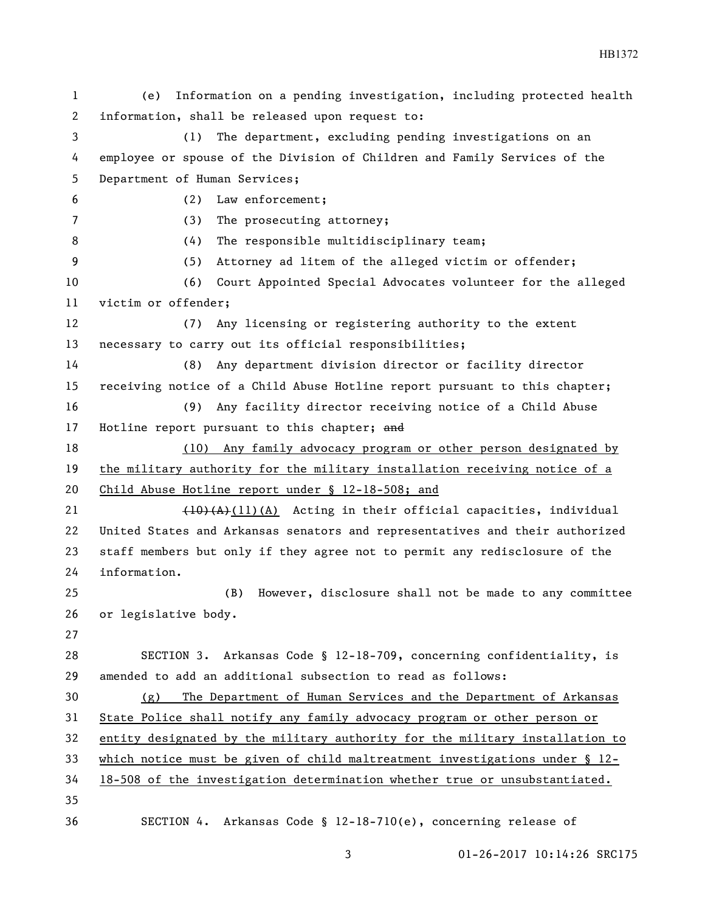(e) Information on a pending investigation, including protected health information, shall be released upon request to:

(1) The department, excluding pending investigations on an employee or spouse of the Division of Children and Family Services of the Department of Human Services;

(2) Law enforcement;

(3) The prosecuting attorney;

(4) The responsible multidisciplinary team;

(5) Attorney ad litem of the alleged victim or offender;

(6) Court Appointed Special Advocates volunteer for the alleged victim or offender;

(7) Any licensing or registering authority to the extent necessary to carry out its official responsibilities;

(8) Any department division director or facility director receiving notice of a Child Abuse Hotline report pursuant to this chapter;

(9) Any facility director receiving notice of a Child Abuse Hotline report pursuant to this chapter; ~~and~~

<u>(10) Any family advocacy program or other person designated by the military authority for the military installation receiving notice of a Child Abuse Hotline report under § 12-18-508; and</u>

~~(10)(A)~~<u>(11)(A)</u> Acting in their official capacities, individual United States and Arkansas senators and representatives and their authorized staff members but only if they agree not to permit any redisclosure of the information.

(B) However, disclosure shall not be made to any committee or legislative body.

SECTION 3. Arkansas Code § 12-18-709, concerning confidentiality, is amended to add an additional subsection to read as follows:

<u>(g) The Department of Human Services and the Department of Arkansas State Police shall notify any family advocacy program or other person or entity designated by the military authority for the military installation to which notice must be given of child maltreatment investigations under § 12-18-508 of the investigation determination whether true or unsubstantiated.</u>

SECTION 4. Arkansas Code § 12-18-710(e), concerning release of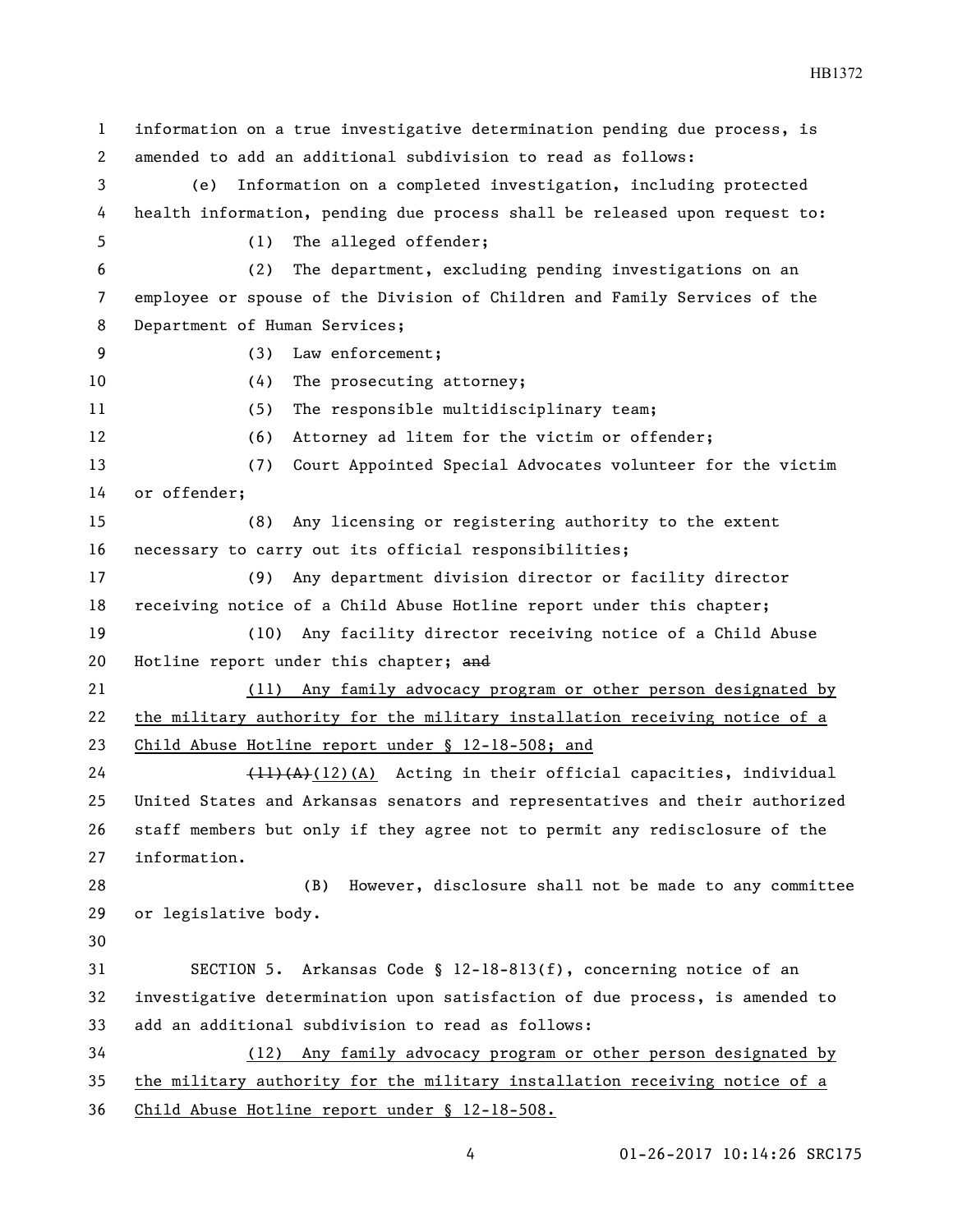information on a true investigative determination pending due process, is amended to add an additional subdivision to read as follows:

(e) Information on a completed investigation, including protected health information, pending due process shall be released upon request to:

(1) The alleged offender;

(2) The department, excluding pending investigations on an employee or spouse of the Division of Children and Family Services of the Department of Human Services;

(3) Law enforcement;

(4) The prosecuting attorney;

(5) The responsible multidisciplinary team;

(6) Attorney ad litem for the victim or offender;

(7) Court Appointed Special Advocates volunteer for the victim or offender;

(8) Any licensing or registering authority to the extent necessary to carry out its official responsibilities;

(9) Any department division director or facility director receiving notice of a Child Abuse Hotline report under this chapter;

(10) Any facility director receiving notice of a Child Abuse Hotline report under this chapter; ~~and~~

<u>(11) Any family advocacy program or other person designated by the military authority for the military installation receiving notice of a Child Abuse Hotline report under § 12-18-508; and</u>

~~(11)(A)~~<u>(12)(A)</u> Acting in their official capacities, individual United States and Arkansas senators and representatives and their authorized staff members but only if they agree not to permit any redisclosure of the information.

(B) However, disclosure shall not be made to any committee or legislative body.

SECTION 5. Arkansas Code § 12-18-813(f), concerning notice of an investigative determination upon satisfaction of due process, is amended to add an additional subdivision to read as follows:

<u>(12) Any family advocacy program or other person designated by the military authority for the military installation receiving notice of a Child Abuse Hotline report under § 12-18-508.</u>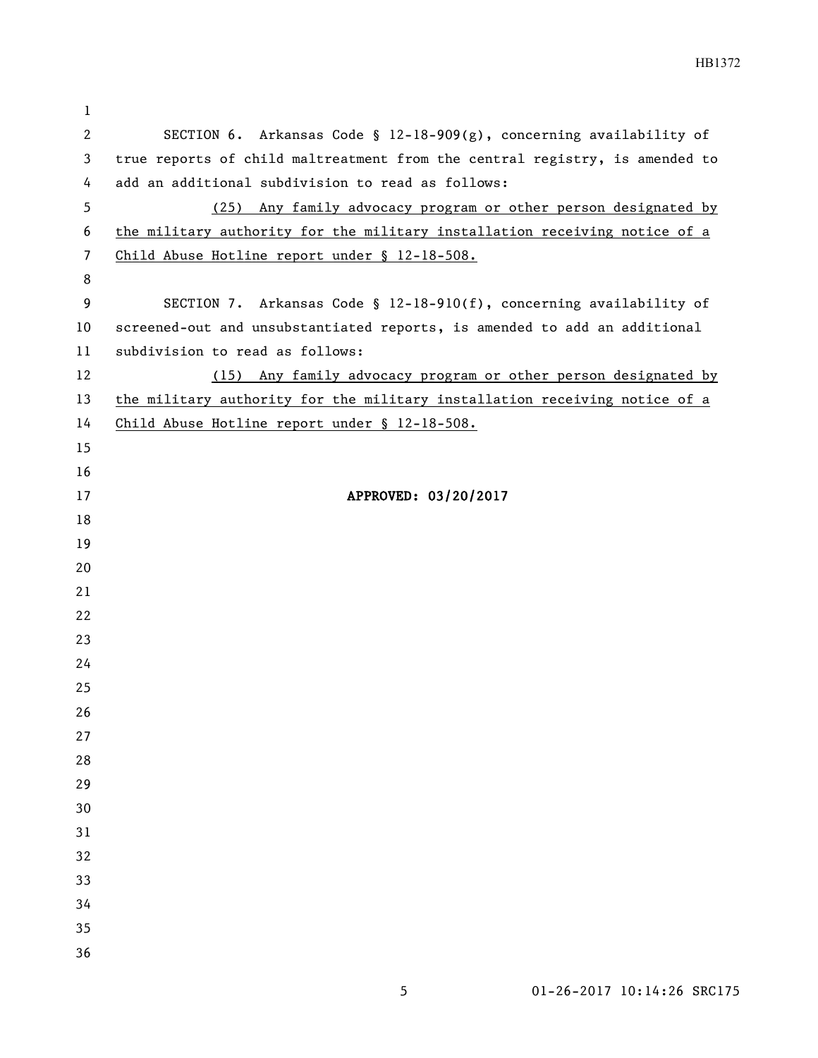SECTION 6. Arkansas Code § 12-18-909(g), concerning availability of true reports of child maltreatment from the central registry, is amended to add an additional subdivision to read as follows:

(25) Any family advocacy program or other person designated by the military authority for the military installation receiving notice of a Child Abuse Hotline report under § 12-18-508.

SECTION 7. Arkansas Code § 12-18-910(f), concerning availability of screened-out and unsubstantiated reports, is amended to add an additional subdivision to read as follows:

(15) Any family advocacy program or other person designated by the military authority for the military installation receiving notice of a Child Abuse Hotline report under § 12-18-508.

**APPROVED: 03/20/2017**